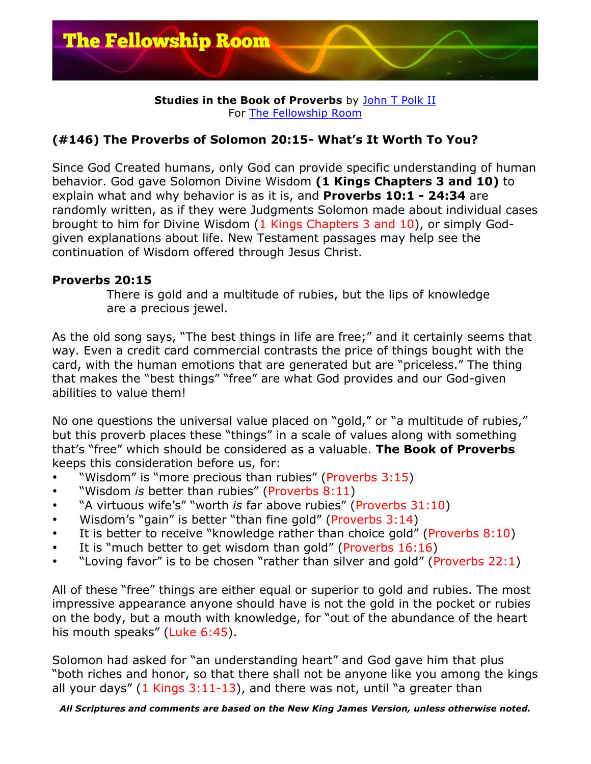**Studies in the Book of Proverbs** by John T Polk II
For The Fellowship Room

## (#146) The Proverbs of Solomon 20:15- What's It Worth To You?

Since God Created humans, only God can provide specific understanding of human behavior. God gave Solomon Divine Wisdom **(1 Kings Chapters 3 and 10)** to explain what and why behavior is as it is, and **Proverbs 10:1 - 24:34** are randomly written, as if they were Judgments Solomon made about individual cases brought to him for Divine Wisdom (1 Kings Chapters 3 and 10), or simply God-given explanations about life. New Testament passages may help see the continuation of Wisdom offered through Jesus Christ.

**Proverbs 20:15**

> There is gold and a multitude of rubies, but the lips of knowledge are a precious jewel.

As the old song says, "The best things in life are free;" and it certainly seems that way. Even a credit card commercial contrasts the price of things bought with the card, with the human emotions that are generated but are "priceless." The thing that makes the "best things" "free" are what God provides and our God-given abilities to value them!

No one questions the universal value placed on "gold," or "a multitude of rubies," but this proverb places these "things" in a scale of values along with something that's "free" which should be considered as a valuable. **The Book of Proverbs** keeps this consideration before us, for:

- "Wisdom" is "more precious than rubies" (Proverbs 3:15)
- "Wisdom *is* better than rubies" (Proverbs 8:11)
- "A virtuous wife's" "worth *is* far above rubies" (Proverbs 31:10)
- Wisdom's "gain" is better "than fine gold" (Proverbs 3:14)
- It is better to receive "knowledge rather than choice gold" (Proverbs 8:10)
- It is "much better to get wisdom than gold" (Proverbs 16:16)
- "Loving favor" is to be chosen "rather than silver and gold" (Proverbs 22:1)

All of these "free" things are either equal or superior to gold and rubies. The most impressive appearance anyone should have is not the gold in the pocket or rubies on the body, but a mouth with knowledge, for "out of the abundance of the heart his mouth speaks" (Luke 6:45).

Solomon had asked for "an understanding heart" and God gave him that plus "both riches and honor, so that there shall not be anyone like you among the kings all your days" (1 Kings 3:11-13), and there was not, until "a greater than

***All Scriptures and comments are based on the New King James Version, unless otherwise noted.***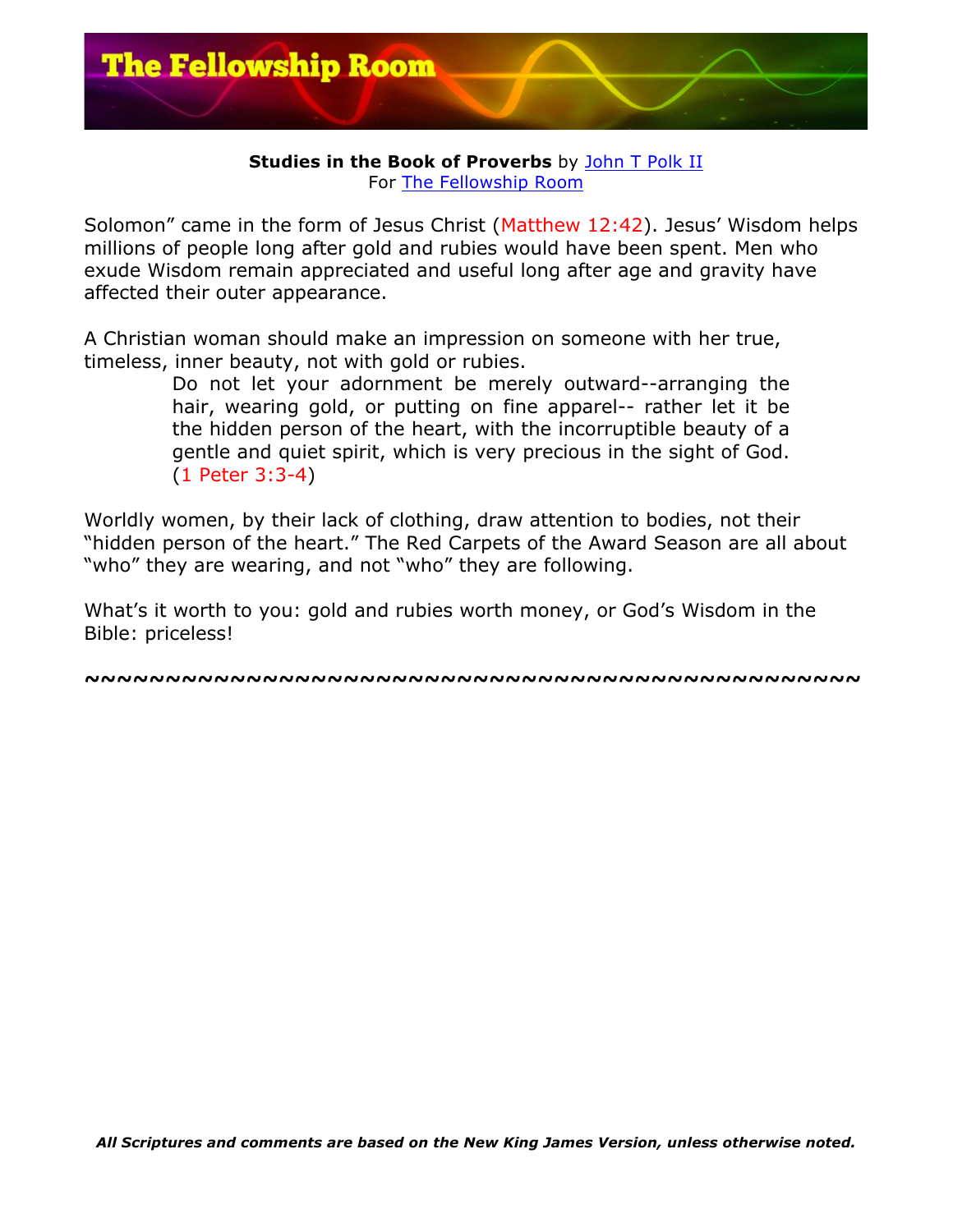**Studies in the Book of Proverbs** by John T Polk II
For The Fellowship Room

Solomon" came in the form of Jesus Christ (Matthew 12:42). Jesus' Wisdom helps millions of people long after gold and rubies would have been spent. Men who exude Wisdom remain appreciated and useful long after age and gravity have affected their outer appearance.

A Christian woman should make an impression on someone with her true, timeless, inner beauty, not with gold or rubies.

> Do not let your adornment be merely outward--arranging the hair, wearing gold, or putting on fine apparel-- rather let it be the hidden person of the heart, with the incorruptible beauty of a gentle and quiet spirit, which is very precious in the sight of God. (1 Peter 3:3-4)

Worldly women, by their lack of clothing, draw attention to bodies, not their "hidden person of the heart." The Red Carpets of the Award Season are all about "who" they are wearing, and not "who" they are following.

What's it worth to you: gold and rubies worth money, or God's Wisdom in the Bible: priceless!

~~~~~~~~~~~~~~~~~~~~~~~~~~~~~~~~~~~~~~~~~~~~~~~~

***All Scriptures and comments are based on the New King James Version, unless otherwise noted.***